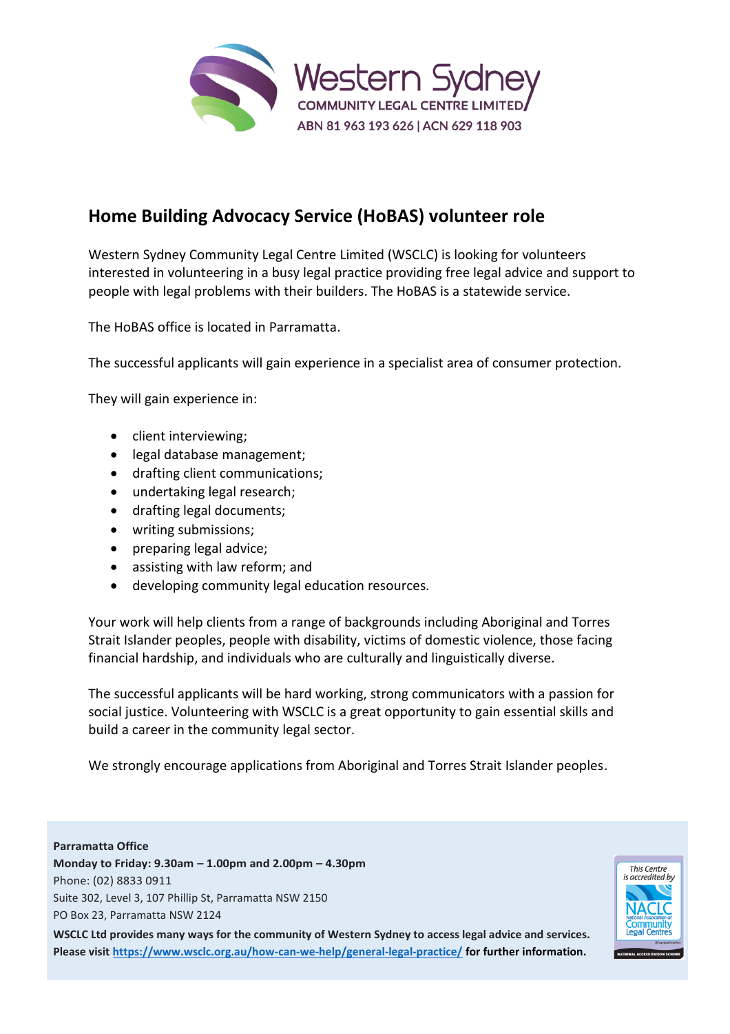Western Sydney
COMMUNITY LEGAL CENTRE LIMITED
ABN 81 963 193 626 | ACN 629 118 903

## Home Building Advocacy Service (HoBAS) volunteer role

Western Sydney Community Legal Centre Limited (WSCLC) is looking for volunteers interested in volunteering in a busy legal practice providing free legal advice and support to people with legal problems with their builders. The HoBAS is a statewide service.

The HoBAS office is located in Parramatta.

The successful applicants will gain experience in a specialist area of consumer protection.

They will gain experience in:

- client interviewing;
- legal database management;
- drafting client communications;
- undertaking legal research;
- drafting legal documents;
- writing submissions;
- preparing legal advice;
- assisting with law reform; and
- developing community legal education resources.

Your work will help clients from a range of backgrounds including Aboriginal and Torres Strait Islander peoples, people with disability, victims of domestic violence, those facing financial hardship, and individuals who are culturally and linguistically diverse.

The successful applicants will be hard working, strong communicators with a passion for social justice. Volunteering with WSCLC is a great opportunity to gain essential skills and build a career in the community legal sector.

We strongly encourage applications from Aboriginal and Torres Strait Islander peoples.

**Parramatta Office**
**Monday to Friday: 9.30am – 1.00pm and 2.00pm – 4.30pm**
Phone: (02) 8833 0911
Suite 302, Level 3, 107 Phillip St, Parramatta NSW 2150
PO Box 23, Parramatta NSW 2124
**WSCLC Ltd provides many ways for the community of Western Sydney to access legal advice and services. Please visit https://www.wsclc.org.au/how-can-we-help/general-legal-practice/ for further information.**

This Centre is accredited by NACLC National Association of Community Legal Centres
NATIONAL ACCREDITATION SCHEME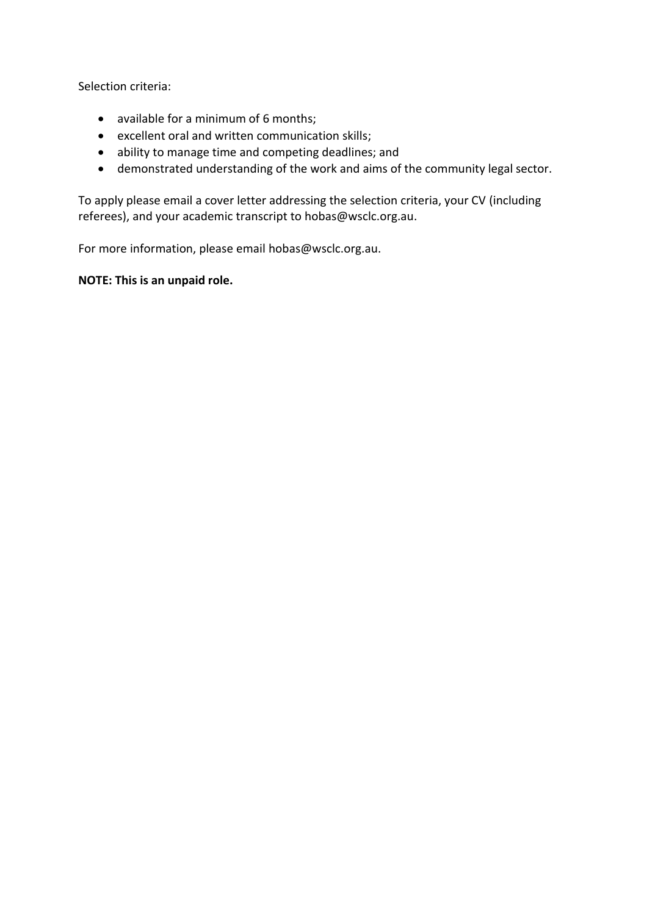Selection criteria:

- available for a minimum of 6 months;
- excellent oral and written communication skills;
- ability to manage time and competing deadlines; and
- demonstrated understanding of the work and aims of the community legal sector.

To apply please email a cover letter addressing the selection criteria, your CV (including referees), and your academic transcript to hobas@wsclc.org.au.

For more information, please email hobas@wsclc.org.au.

**NOTE: This is an unpaid role.**